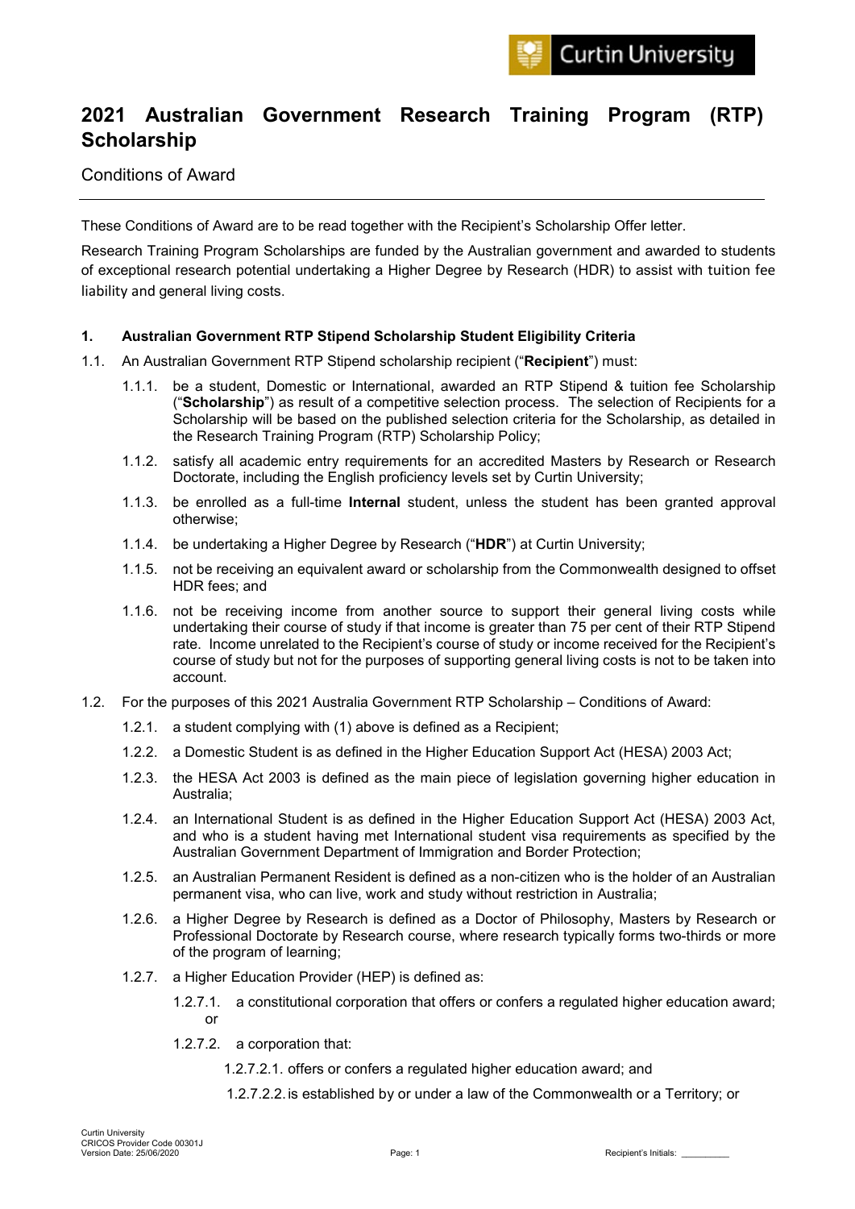# 2021 Australian Government Research Training Program (RTP) Scholarship

Conditions of Award

These Conditions of Award are to be read together with the Recipient's Scholarship Offer letter.

Research Training Program Scholarships are funded by the Australian government and awarded to students of exceptional research potential undertaking a Higher Degree by Research (HDR) to assist with tuition fee liability and general living costs.

## 1. Australian Government RTP Stipend Scholarship Student Eligibility Criteria

1.1. An Australian Government RTP Stipend scholarship recipient ("**Recipient**") must:

- 1.1.1. be a student, Domestic or International, awarded an RTP Stipend & tuition fee Scholarship ("**Scholarship**") as result of a competitive selection process. The selection of Recipients for a Scholarship will be based on the published selection criteria for the Scholarship, as detailed in the Research Training Program (RTP) Scholarship Policy;
- 1.1.2. satisfy all academic entry requirements for an accredited Masters by Research or Research Doctorate, including the English proficiency levels set by Curtin University;
- 1.1.3. be enrolled as a full-time **Internal** student, unless the student has been granted approval otherwise;
- 1.1.4. be undertaking a Higher Degree by Research ("**HDR**") at Curtin University;
- 1.1.5. not be receiving an equivalent award or scholarship from the Commonwealth designed to offset HDR fees; and
- 1.1.6. not be receiving income from another source to support their general living costs while undertaking their course of study if that income is greater than 75 per cent of their RTP Stipend rate. Income unrelated to the Recipient's course of study or income received for the Recipient's course of study but not for the purposes of supporting general living costs is not to be taken into account.

1.2. For the purposes of this 2021 Australia Government RTP Scholarship – Conditions of Award:

- 1.2.1. a student complying with (1) above is defined as a Recipient;
- 1.2.2. a Domestic Student is as defined in the Higher Education Support Act (HESA) 2003 Act;
- 1.2.3. the HESA Act 2003 is defined as the main piece of legislation governing higher education in Australia;
- 1.2.4. an International Student is as defined in the Higher Education Support Act (HESA) 2003 Act, and who is a student having met International student visa requirements as specified by the Australian Government Department of Immigration and Border Protection;
- 1.2.5. an Australian Permanent Resident is defined as a non-citizen who is the holder of an Australian permanent visa, who can live, work and study without restriction in Australia;
- 1.2.6. a Higher Degree by Research is defined as a Doctor of Philosophy, Masters by Research or Professional Doctorate by Research course, where research typically forms two-thirds or more of the program of learning;
- 1.2.7. a Higher Education Provider (HEP) is defined as:
  - 1.2.7.1. a constitutional corporation that offers or confers a regulated higher education award; or
  - 1.2.7.2. a corporation that:
    - 1.2.7.2.1. offers or confers a regulated higher education award; and
    - 1.2.7.2.2. is established by or under a law of the Commonwealth or a Territory; or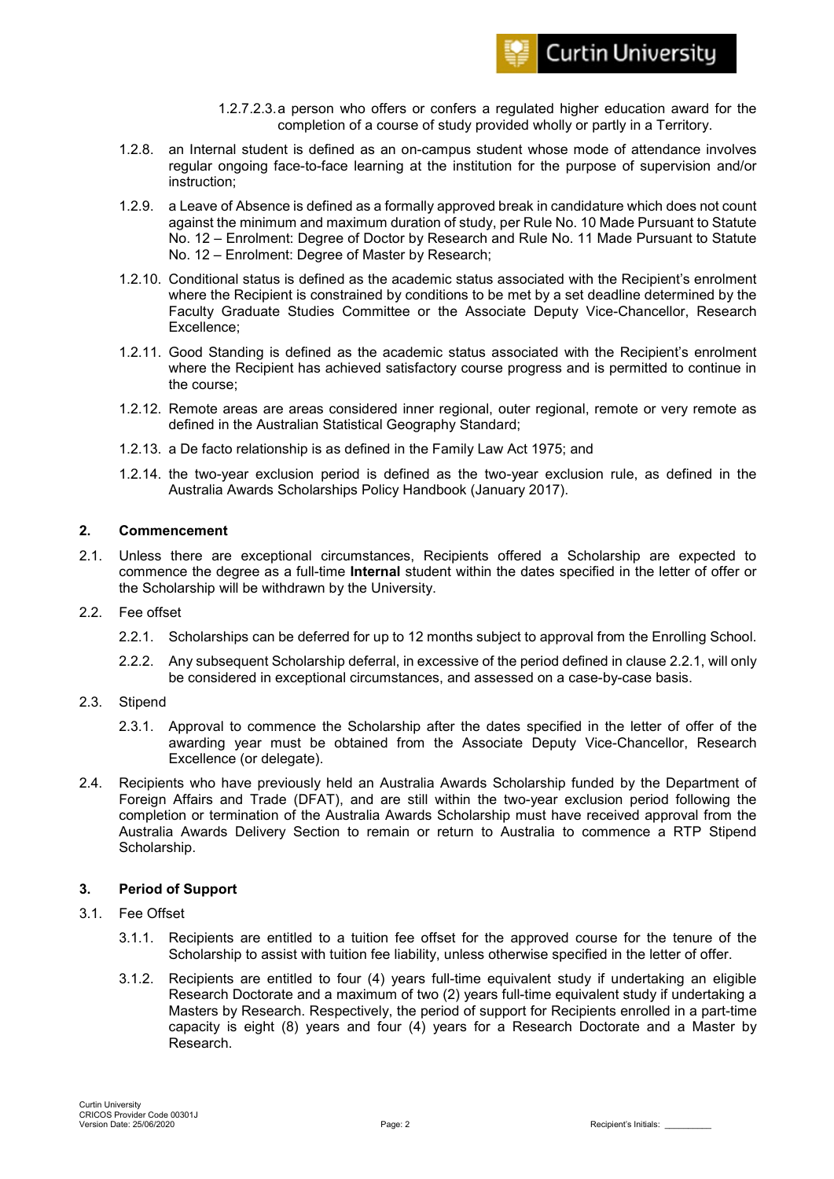1.2.7.2.3. a person who offers or confers a regulated higher education award for the completion of a course of study provided wholly or partly in a Territory.

1.2.8. an Internal student is defined as an on-campus student whose mode of attendance involves regular ongoing face-to-face learning at the institution for the purpose of supervision and/or instruction;

1.2.9. a Leave of Absence is defined as a formally approved break in candidature which does not count against the minimum and maximum duration of study, per Rule No. 10 Made Pursuant to Statute No. 12 – Enrolment: Degree of Doctor by Research and Rule No. 11 Made Pursuant to Statute No. 12 – Enrolment: Degree of Master by Research;

1.2.10. Conditional status is defined as the academic status associated with the Recipient's enrolment where the Recipient is constrained by conditions to be met by a set deadline determined by the Faculty Graduate Studies Committee or the Associate Deputy Vice-Chancellor, Research Excellence;

1.2.11. Good Standing is defined as the academic status associated with the Recipient's enrolment where the Recipient has achieved satisfactory course progress and is permitted to continue in the course;

1.2.12. Remote areas are areas considered inner regional, outer regional, remote or very remote as defined in the Australian Statistical Geography Standard;

1.2.13. a De facto relationship is as defined in the Family Law Act 1975; and

1.2.14. the two-year exclusion period is defined as the two-year exclusion rule, as defined in the Australia Awards Scholarships Policy Handbook (January 2017).

## 2. Commencement

2.1. Unless there are exceptional circumstances, Recipients offered a Scholarship are expected to commence the degree as a full-time **Internal** student within the dates specified in the letter of offer or the Scholarship will be withdrawn by the University.

2.2. Fee offset

2.2.1. Scholarships can be deferred for up to 12 months subject to approval from the Enrolling School.

2.2.2. Any subsequent Scholarship deferral, in excessive of the period defined in clause 2.2.1, will only be considered in exceptional circumstances, and assessed on a case-by-case basis.

2.3. Stipend

2.3.1. Approval to commence the Scholarship after the dates specified in the letter of offer of the awarding year must be obtained from the Associate Deputy Vice-Chancellor, Research Excellence (or delegate).

2.4. Recipients who have previously held an Australia Awards Scholarship funded by the Department of Foreign Affairs and Trade (DFAT), and are still within the two-year exclusion period following the completion or termination of the Australia Awards Scholarship must have received approval from the Australia Awards Delivery Section to remain or return to Australia to commence a RTP Stipend Scholarship.

## 3. Period of Support

3.1. Fee Offset

3.1.1. Recipients are entitled to a tuition fee offset for the approved course for the tenure of the Scholarship to assist with tuition fee liability, unless otherwise specified in the letter of offer.

3.1.2. Recipients are entitled to four (4) years full-time equivalent study if undertaking an eligible Research Doctorate and a maximum of two (2) years full-time equivalent study if undertaking a Masters by Research. Respectively, the period of support for Recipients enrolled in a part-time capacity is eight (8) years and four (4) years for a Research Doctorate and a Master by Research.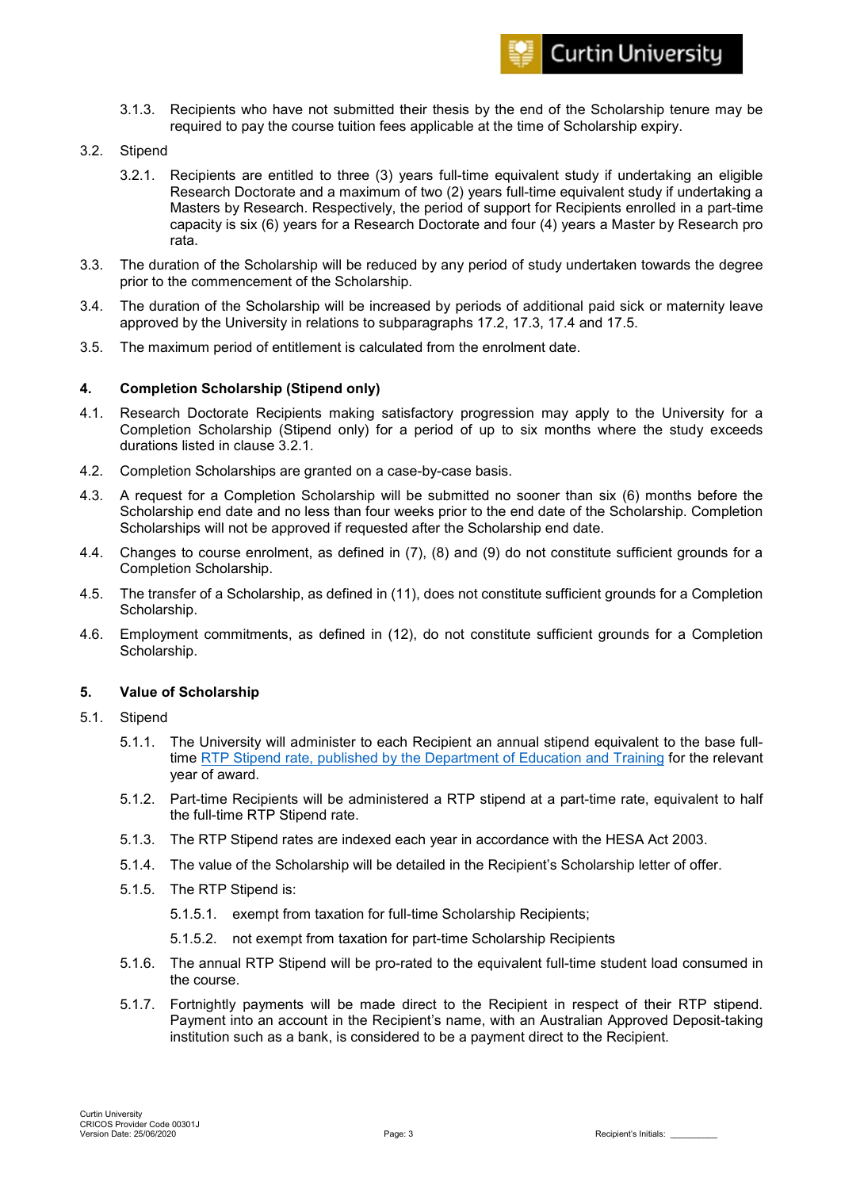3.1.3. Recipients who have not submitted their thesis by the end of the Scholarship tenure may be required to pay the course tuition fees applicable at the time of Scholarship expiry.

3.2. Stipend

3.2.1. Recipients are entitled to three (3) years full-time equivalent study if undertaking an eligible Research Doctorate and a maximum of two (2) years full-time equivalent study if undertaking a Masters by Research. Respectively, the period of support for Recipients enrolled in a part-time capacity is six (6) years for a Research Doctorate and four (4) years a Master by Research pro rata.

3.3. The duration of the Scholarship will be reduced by any period of study undertaken towards the degree prior to the commencement of the Scholarship.

3.4. The duration of the Scholarship will be increased by periods of additional paid sick or maternity leave approved by the University in relations to subparagraphs 17.2, 17.3, 17.4 and 17.5.

3.5. The maximum period of entitlement is calculated from the enrolment date.

## 4. Completion Scholarship (Stipend only)

4.1. Research Doctorate Recipients making satisfactory progression may apply to the University for a Completion Scholarship (Stipend only) for a period of up to six months where the study exceeds durations listed in clause 3.2.1.

4.2. Completion Scholarships are granted on a case-by-case basis.

4.3. A request for a Completion Scholarship will be submitted no sooner than six (6) months before the Scholarship end date and no less than four weeks prior to the end date of the Scholarship. Completion Scholarships will not be approved if requested after the Scholarship end date.

4.4. Changes to course enrolment, as defined in (7), (8) and (9) do not constitute sufficient grounds for a Completion Scholarship.

4.5. The transfer of a Scholarship, as defined in (11), does not constitute sufficient grounds for a Completion Scholarship.

4.6. Employment commitments, as defined in (12), do not constitute sufficient grounds for a Completion Scholarship.

## 5. Value of Scholarship

5.1. Stipend

5.1.1. The University will administer to each Recipient an annual stipend equivalent to the base full-time RTP Stipend rate, published by the Department of Education and Training for the relevant year of award.

5.1.2. Part-time Recipients will be administered a RTP stipend at a part-time rate, equivalent to half the full-time RTP Stipend rate.

5.1.3. The RTP Stipend rates are indexed each year in accordance with the HESA Act 2003.

5.1.4. The value of the Scholarship will be detailed in the Recipient's Scholarship letter of offer.

5.1.5. The RTP Stipend is:

5.1.5.1. exempt from taxation for full-time Scholarship Recipients;

5.1.5.2. not exempt from taxation for part-time Scholarship Recipients

5.1.6. The annual RTP Stipend will be pro-rated to the equivalent full-time student load consumed in the course.

5.1.7. Fortnightly payments will be made direct to the Recipient in respect of their RTP stipend. Payment into an account in the Recipient's name, with an Australian Approved Deposit-taking institution such as a bank, is considered to be a payment direct to the Recipient.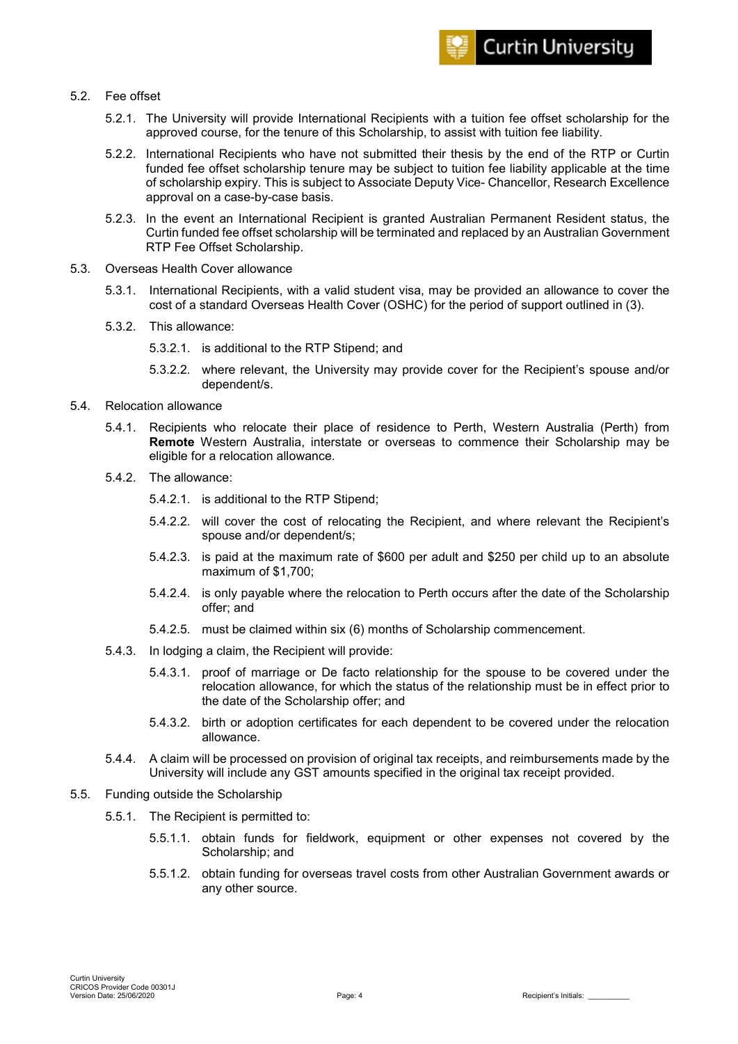5.2. Fee offset

5.2.1. The University will provide International Recipients with a tuition fee offset scholarship for the approved course, for the tenure of this Scholarship, to assist with tuition fee liability.

5.2.2. International Recipients who have not submitted their thesis by the end of the RTP or Curtin funded fee offset scholarship tenure may be subject to tuition fee liability applicable at the time of scholarship expiry. This is subject to Associate Deputy Vice- Chancellor, Research Excellence approval on a case-by-case basis.

5.2.3. In the event an International Recipient is granted Australian Permanent Resident status, the Curtin funded fee offset scholarship will be terminated and replaced by an Australian Government RTP Fee Offset Scholarship.

5.3. Overseas Health Cover allowance

5.3.1. International Recipients, with a valid student visa, may be provided an allowance to cover the cost of a standard Overseas Health Cover (OSHC) for the period of support outlined in (3).

5.3.2. This allowance:

5.3.2.1. is additional to the RTP Stipend; and

5.3.2.2. where relevant, the University may provide cover for the Recipient's spouse and/or dependent/s.

5.4. Relocation allowance

5.4.1. Recipients who relocate their place of residence to Perth, Western Australia (Perth) from **Remote** Western Australia, interstate or overseas to commence their Scholarship may be eligible for a relocation allowance.

5.4.2. The allowance:

5.4.2.1. is additional to the RTP Stipend;

5.4.2.2. will cover the cost of relocating the Recipient, and where relevant the Recipient's spouse and/or dependent/s;

5.4.2.3. is paid at the maximum rate of $600 per adult and $250 per child up to an absolute maximum of $1,700;

5.4.2.4. is only payable where the relocation to Perth occurs after the date of the Scholarship offer; and

5.4.2.5. must be claimed within six (6) months of Scholarship commencement.

5.4.3. In lodging a claim, the Recipient will provide:

5.4.3.1. proof of marriage or De facto relationship for the spouse to be covered under the relocation allowance, for which the status of the relationship must be in effect prior to the date of the Scholarship offer; and

5.4.3.2. birth or adoption certificates for each dependent to be covered under the relocation allowance.

5.4.4. A claim will be processed on provision of original tax receipts, and reimbursements made by the University will include any GST amounts specified in the original tax receipt provided.

5.5. Funding outside the Scholarship

5.5.1. The Recipient is permitted to:

5.5.1.1. obtain funds for fieldwork, equipment or other expenses not covered by the Scholarship; and

5.5.1.2. obtain funding for overseas travel costs from other Australian Government awards or any other source.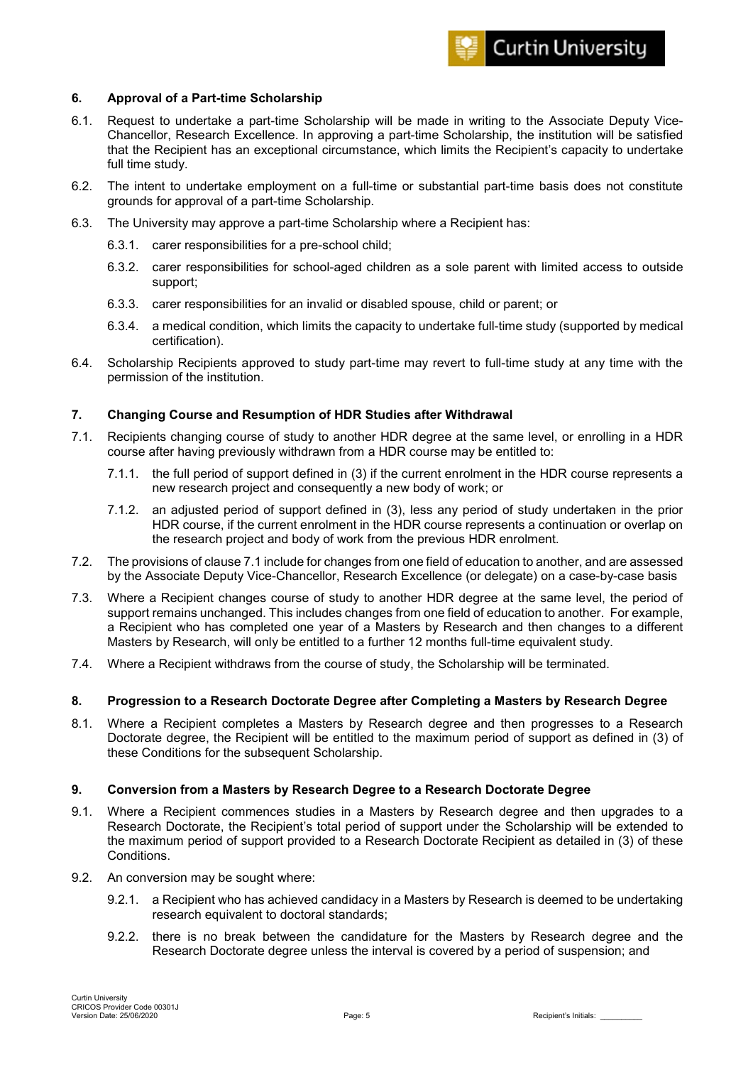## 6. Approval of a Part-time Scholarship

6.1. Request to undertake a part-time Scholarship will be made in writing to the Associate Deputy Vice-Chancellor, Research Excellence. In approving a part-time Scholarship, the institution will be satisfied that the Recipient has an exceptional circumstance, which limits the Recipient's capacity to undertake full time study.

6.2. The intent to undertake employment on a full-time or substantial part-time basis does not constitute grounds for approval of a part-time Scholarship.

6.3. The University may approve a part-time Scholarship where a Recipient has:

6.3.1. carer responsibilities for a pre-school child;

6.3.2. carer responsibilities for school-aged children as a sole parent with limited access to outside support;

6.3.3. carer responsibilities for an invalid or disabled spouse, child or parent; or

6.3.4. a medical condition, which limits the capacity to undertake full-time study (supported by medical certification).

6.4. Scholarship Recipients approved to study part-time may revert to full-time study at any time with the permission of the institution.

## 7. Changing Course and Resumption of HDR Studies after Withdrawal

7.1. Recipients changing course of study to another HDR degree at the same level, or enrolling in a HDR course after having previously withdrawn from a HDR course may be entitled to:

7.1.1. the full period of support defined in (3) if the current enrolment in the HDR course represents a new research project and consequently a new body of work; or

7.1.2. an adjusted period of support defined in (3), less any period of study undertaken in the prior HDR course, if the current enrolment in the HDR course represents a continuation or overlap on the research project and body of work from the previous HDR enrolment.

7.2. The provisions of clause 7.1 include for changes from one field of education to another, and are assessed by the Associate Deputy Vice-Chancellor, Research Excellence (or delegate) on a case-by-case basis

7.3. Where a Recipient changes course of study to another HDR degree at the same level, the period of support remains unchanged. This includes changes from one field of education to another. For example, a Recipient who has completed one year of a Masters by Research and then changes to a different Masters by Research, will only be entitled to a further 12 months full-time equivalent study.

7.4. Where a Recipient withdraws from the course of study, the Scholarship will be terminated.

## 8. Progression to a Research Doctorate Degree after Completing a Masters by Research Degree

8.1. Where a Recipient completes a Masters by Research degree and then progresses to a Research Doctorate degree, the Recipient will be entitled to the maximum period of support as defined in (3) of these Conditions for the subsequent Scholarship.

## 9. Conversion from a Masters by Research Degree to a Research Doctorate Degree

9.1. Where a Recipient commences studies in a Masters by Research degree and then upgrades to a Research Doctorate, the Recipient's total period of support under the Scholarship will be extended to the maximum period of support provided to a Research Doctorate Recipient as detailed in (3) of these Conditions.

9.2. An conversion may be sought where:

9.2.1. a Recipient who has achieved candidacy in a Masters by Research is deemed to be undertaking research equivalent to doctoral standards;

9.2.2. there is no break between the candidature for the Masters by Research degree and the Research Doctorate degree unless the interval is covered by a period of suspension; and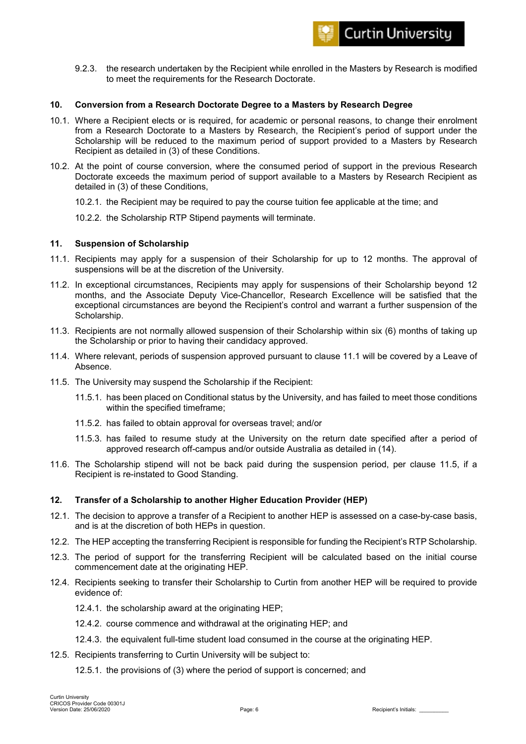9.2.3. the research undertaken by the Recipient while enrolled in the Masters by Research is modified to meet the requirements for the Research Doctorate.

## 10. Conversion from a Research Doctorate Degree to a Masters by Research Degree

10.1. Where a Recipient elects or is required, for academic or personal reasons, to change their enrolment from a Research Doctorate to a Masters by Research, the Recipient's period of support under the Scholarship will be reduced to the maximum period of support provided to a Masters by Research Recipient as detailed in (3) of these Conditions.

10.2. At the point of course conversion, where the consumed period of support in the previous Research Doctorate exceeds the maximum period of support available to a Masters by Research Recipient as detailed in (3) of these Conditions,

10.2.1. the Recipient may be required to pay the course tuition fee applicable at the time; and

10.2.2. the Scholarship RTP Stipend payments will terminate.

## 11. Suspension of Scholarship

11.1. Recipients may apply for a suspension of their Scholarship for up to 12 months. The approval of suspensions will be at the discretion of the University.

11.2. In exceptional circumstances, Recipients may apply for suspensions of their Scholarship beyond 12 months, and the Associate Deputy Vice-Chancellor, Research Excellence will be satisfied that the exceptional circumstances are beyond the Recipient's control and warrant a further suspension of the Scholarship.

11.3. Recipients are not normally allowed suspension of their Scholarship within six (6) months of taking up the Scholarship or prior to having their candidacy approved.

11.4. Where relevant, periods of suspension approved pursuant to clause 11.1 will be covered by a Leave of Absence.

11.5. The University may suspend the Scholarship if the Recipient:

11.5.1. has been placed on Conditional status by the University, and has failed to meet those conditions within the specified timeframe;

11.5.2. has failed to obtain approval for overseas travel; and/or

11.5.3. has failed to resume study at the University on the return date specified after a period of approved research off-campus and/or outside Australia as detailed in (14).

11.6. The Scholarship stipend will not be back paid during the suspension period, per clause 11.5, if a Recipient is re-instated to Good Standing.

## 12. Transfer of a Scholarship to another Higher Education Provider (HEP)

12.1. The decision to approve a transfer of a Recipient to another HEP is assessed on a case-by-case basis, and is at the discretion of both HEPs in question.

12.2. The HEP accepting the transferring Recipient is responsible for funding the Recipient's RTP Scholarship.

12.3. The period of support for the transferring Recipient will be calculated based on the initial course commencement date at the originating HEP.

12.4. Recipients seeking to transfer their Scholarship to Curtin from another HEP will be required to provide evidence of:

12.4.1. the scholarship award at the originating HEP;

12.4.2. course commence and withdrawal at the originating HEP; and

12.4.3. the equivalent full-time student load consumed in the course at the originating HEP.

12.5. Recipients transferring to Curtin University will be subject to:

12.5.1. the provisions of (3) where the period of support is concerned; and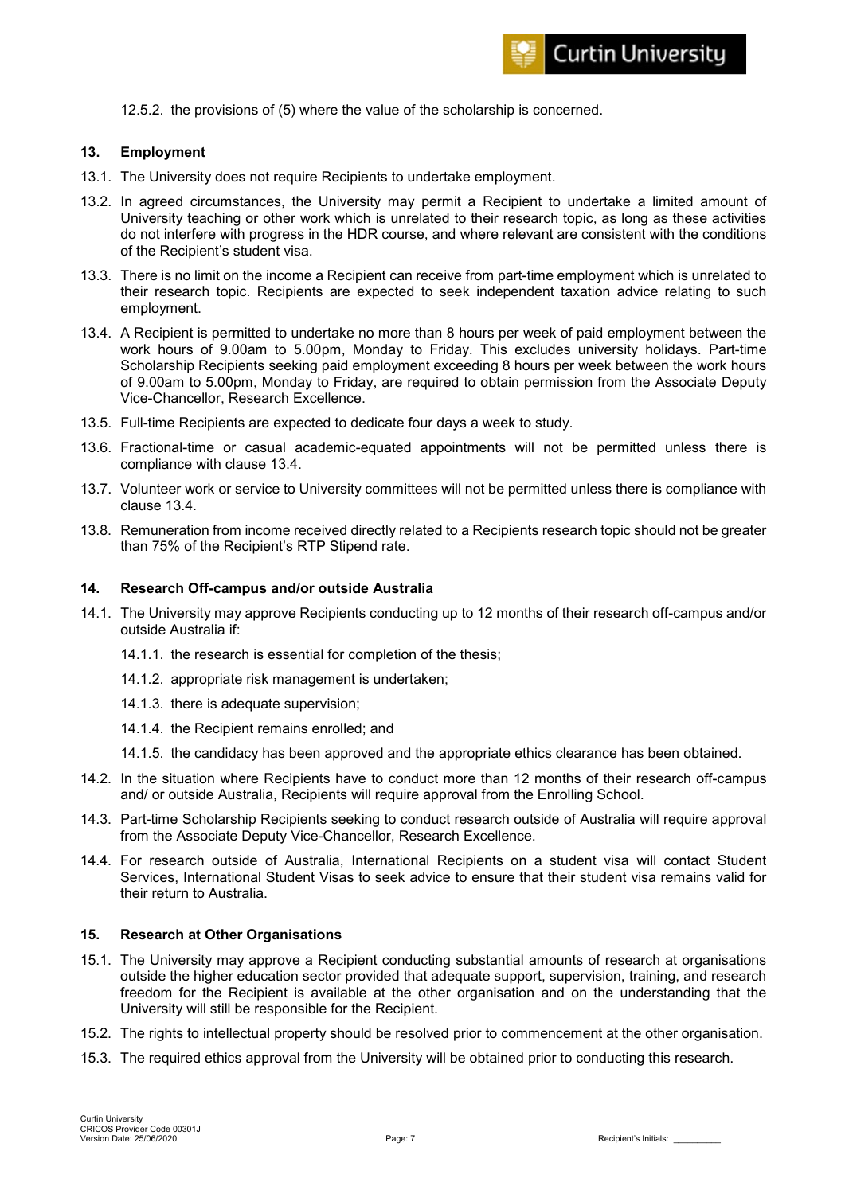12.5.2. the provisions of (5) where the value of the scholarship is concerned.

## 13. Employment

13.1. The University does not require Recipients to undertake employment.

13.2. In agreed circumstances, the University may permit a Recipient to undertake a limited amount of University teaching or other work which is unrelated to their research topic, as long as these activities do not interfere with progress in the HDR course, and where relevant are consistent with the conditions of the Recipient's student visa.

13.3. There is no limit on the income a Recipient can receive from part-time employment which is unrelated to their research topic. Recipients are expected to seek independent taxation advice relating to such employment.

13.4. A Recipient is permitted to undertake no more than 8 hours per week of paid employment between the work hours of 9.00am to 5.00pm, Monday to Friday. This excludes university holidays. Part-time Scholarship Recipients seeking paid employment exceeding 8 hours per week between the work hours of 9.00am to 5.00pm, Monday to Friday, are required to obtain permission from the Associate Deputy Vice-Chancellor, Research Excellence.

13.5. Full-time Recipients are expected to dedicate four days a week to study.

13.6. Fractional-time or casual academic-equated appointments will not be permitted unless there is compliance with clause 13.4.

13.7. Volunteer work or service to University committees will not be permitted unless there is compliance with clause 13.4.

13.8. Remuneration from income received directly related to a Recipients research topic should not be greater than 75% of the Recipient's RTP Stipend rate.

## 14. Research Off-campus and/or outside Australia

14.1. The University may approve Recipients conducting up to 12 months of their research off-campus and/or outside Australia if:

14.1.1. the research is essential for completion of the thesis;

14.1.2. appropriate risk management is undertaken;

14.1.3. there is adequate supervision;

14.1.4. the Recipient remains enrolled; and

14.1.5. the candidacy has been approved and the appropriate ethics clearance has been obtained.

14.2. In the situation where Recipients have to conduct more than 12 months of their research off-campus and/ or outside Australia, Recipients will require approval from the Enrolling School.

14.3. Part-time Scholarship Recipients seeking to conduct research outside of Australia will require approval from the Associate Deputy Vice-Chancellor, Research Excellence.

14.4. For research outside of Australia, International Recipients on a student visa will contact Student Services, International Student Visas to seek advice to ensure that their student visa remains valid for their return to Australia.

## 15. Research at Other Organisations

15.1. The University may approve a Recipient conducting substantial amounts of research at organisations outside the higher education sector provided that adequate support, supervision, training, and research freedom for the Recipient is available at the other organisation and on the understanding that the University will still be responsible for the Recipient.

15.2. The rights to intellectual property should be resolved prior to commencement at the other organisation.

15.3. The required ethics approval from the University will be obtained prior to conducting this research.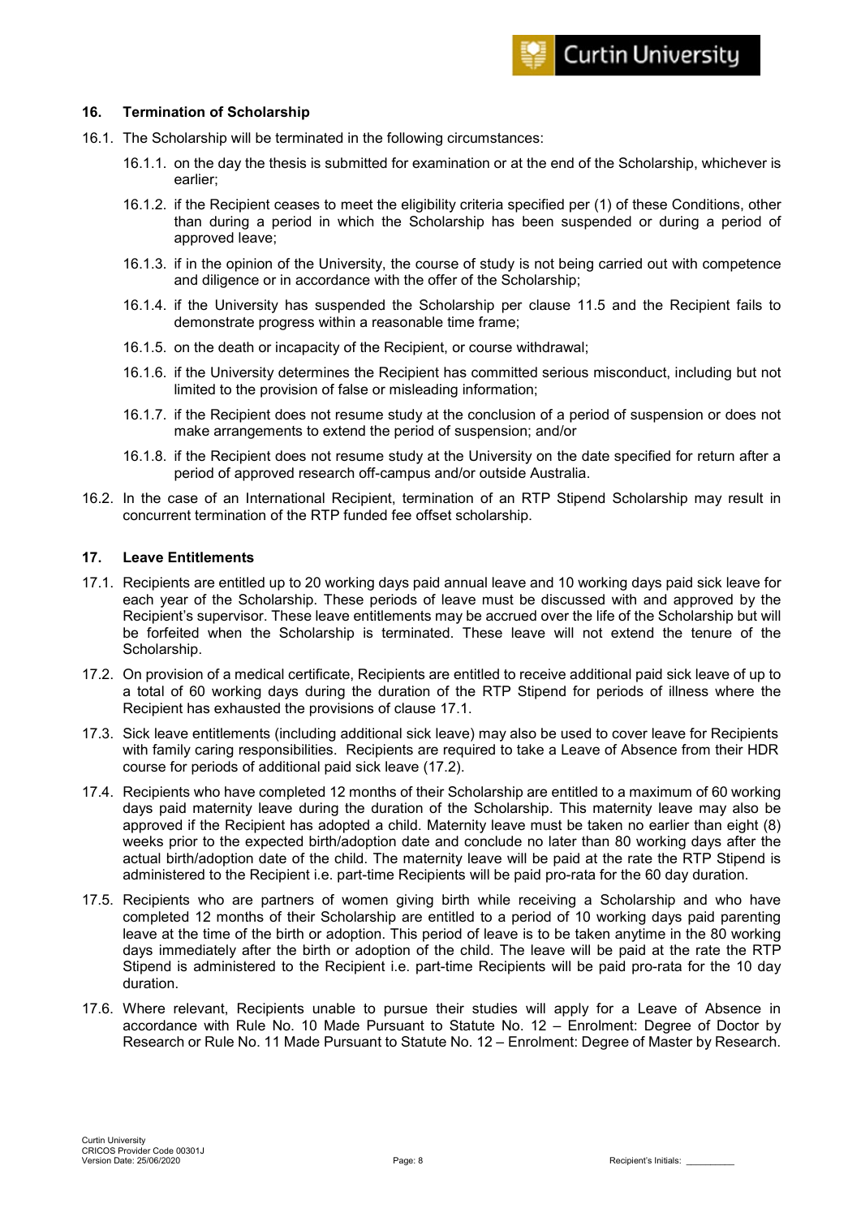## 16. Termination of Scholarship

16.1. The Scholarship will be terminated in the following circumstances:

16.1.1. on the day the thesis is submitted for examination or at the end of the Scholarship, whichever is earlier;

16.1.2. if the Recipient ceases to meet the eligibility criteria specified per (1) of these Conditions, other than during a period in which the Scholarship has been suspended or during a period of approved leave;

16.1.3. if in the opinion of the University, the course of study is not being carried out with competence and diligence or in accordance with the offer of the Scholarship;

16.1.4. if the University has suspended the Scholarship per clause 11.5 and the Recipient fails to demonstrate progress within a reasonable time frame;

16.1.5. on the death or incapacity of the Recipient, or course withdrawal;

16.1.6. if the University determines the Recipient has committed serious misconduct, including but not limited to the provision of false or misleading information;

16.1.7. if the Recipient does not resume study at the conclusion of a period of suspension or does not make arrangements to extend the period of suspension; and/or

16.1.8. if the Recipient does not resume study at the University on the date specified for return after a period of approved research off-campus and/or outside Australia.

16.2. In the case of an International Recipient, termination of an RTP Stipend Scholarship may result in concurrent termination of the RTP funded fee offset scholarship.

## 17. Leave Entitlements

17.1. Recipients are entitled up to 20 working days paid annual leave and 10 working days paid sick leave for each year of the Scholarship. These periods of leave must be discussed with and approved by the Recipient's supervisor. These leave entitlements may be accrued over the life of the Scholarship but will be forfeited when the Scholarship is terminated. These leave will not extend the tenure of the Scholarship.

17.2. On provision of a medical certificate, Recipients are entitled to receive additional paid sick leave of up to a total of 60 working days during the duration of the RTP Stipend for periods of illness where the Recipient has exhausted the provisions of clause 17.1.

17.3. Sick leave entitlements (including additional sick leave) may also be used to cover leave for Recipients with family caring responsibilities. Recipients are required to take a Leave of Absence from their HDR course for periods of additional paid sick leave (17.2).

17.4. Recipients who have completed 12 months of their Scholarship are entitled to a maximum of 60 working days paid maternity leave during the duration of the Scholarship. This maternity leave may also be approved if the Recipient has adopted a child. Maternity leave must be taken no earlier than eight (8) weeks prior to the expected birth/adoption date and conclude no later than 80 working days after the actual birth/adoption date of the child. The maternity leave will be paid at the rate the RTP Stipend is administered to the Recipient i.e. part-time Recipients will be paid pro-rata for the 60 day duration.

17.5. Recipients who are partners of women giving birth while receiving a Scholarship and who have completed 12 months of their Scholarship are entitled to a period of 10 working days paid parenting leave at the time of the birth or adoption. This period of leave is to be taken anytime in the 80 working days immediately after the birth or adoption of the child. The leave will be paid at the rate the RTP Stipend is administered to the Recipient i.e. part-time Recipients will be paid pro-rata for the 10 day duration.

17.6. Where relevant, Recipients unable to pursue their studies will apply for a Leave of Absence in accordance with Rule No. 10 Made Pursuant to Statute No. 12 – Enrolment: Degree of Doctor by Research or Rule No. 11 Made Pursuant to Statute No. 12 – Enrolment: Degree of Master by Research.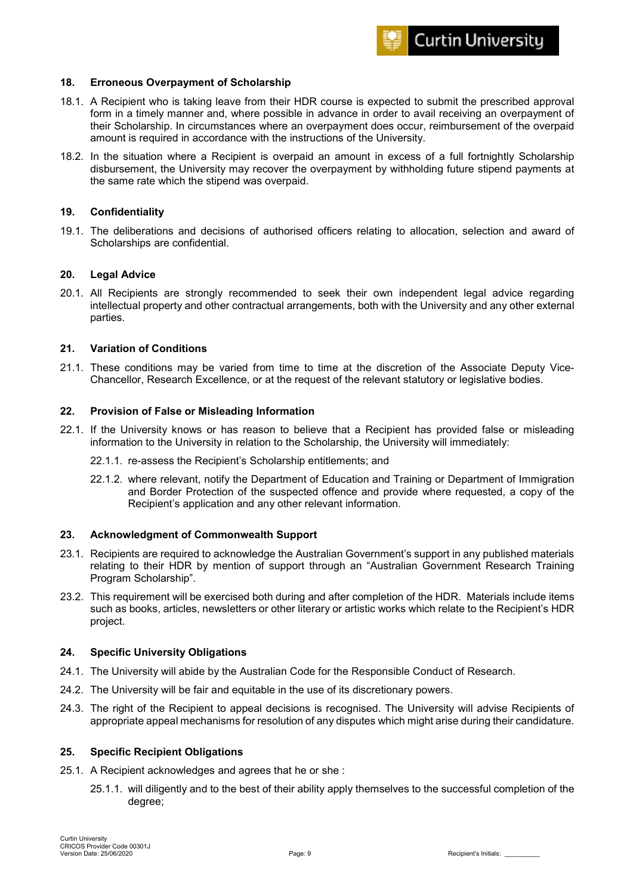## 18. Erroneous Overpayment of Scholarship

18.1. A Recipient who is taking leave from their HDR course is expected to submit the prescribed approval form in a timely manner and, where possible in advance in order to avail receiving an overpayment of their Scholarship. In circumstances where an overpayment does occur, reimbursement of the overpaid amount is required in accordance with the instructions of the University.

18.2. In the situation where a Recipient is overpaid an amount in excess of a full fortnightly Scholarship disbursement, the University may recover the overpayment by withholding future stipend payments at the same rate which the stipend was overpaid.

## 19. Confidentiality

19.1. The deliberations and decisions of authorised officers relating to allocation, selection and award of Scholarships are confidential.

## 20. Legal Advice

20.1. All Recipients are strongly recommended to seek their own independent legal advice regarding intellectual property and other contractual arrangements, both with the University and any other external parties.

## 21. Variation of Conditions

21.1. These conditions may be varied from time to time at the discretion of the Associate Deputy Vice-Chancellor, Research Excellence, or at the request of the relevant statutory or legislative bodies.

## 22. Provision of False or Misleading Information

22.1. If the University knows or has reason to believe that a Recipient has provided false or misleading information to the University in relation to the Scholarship, the University will immediately:

22.1.1. re-assess the Recipient's Scholarship entitlements; and

22.1.2. where relevant, notify the Department of Education and Training or Department of Immigration and Border Protection of the suspected offence and provide where requested, a copy of the Recipient's application and any other relevant information.

## 23. Acknowledgment of Commonwealth Support

23.1. Recipients are required to acknowledge the Australian Government's support in any published materials relating to their HDR by mention of support through an "Australian Government Research Training Program Scholarship".

23.2. This requirement will be exercised both during and after completion of the HDR. Materials include items such as books, articles, newsletters or other literary or artistic works which relate to the Recipient's HDR project.

## 24. Specific University Obligations

24.1. The University will abide by the Australian Code for the Responsible Conduct of Research.

24.2. The University will be fair and equitable in the use of its discretionary powers.

24.3. The right of the Recipient to appeal decisions is recognised. The University will advise Recipients of appropriate appeal mechanisms for resolution of any disputes which might arise during their candidature.

## 25. Specific Recipient Obligations

25.1. A Recipient acknowledges and agrees that he or she :

25.1.1. will diligently and to the best of their ability apply themselves to the successful completion of the degree;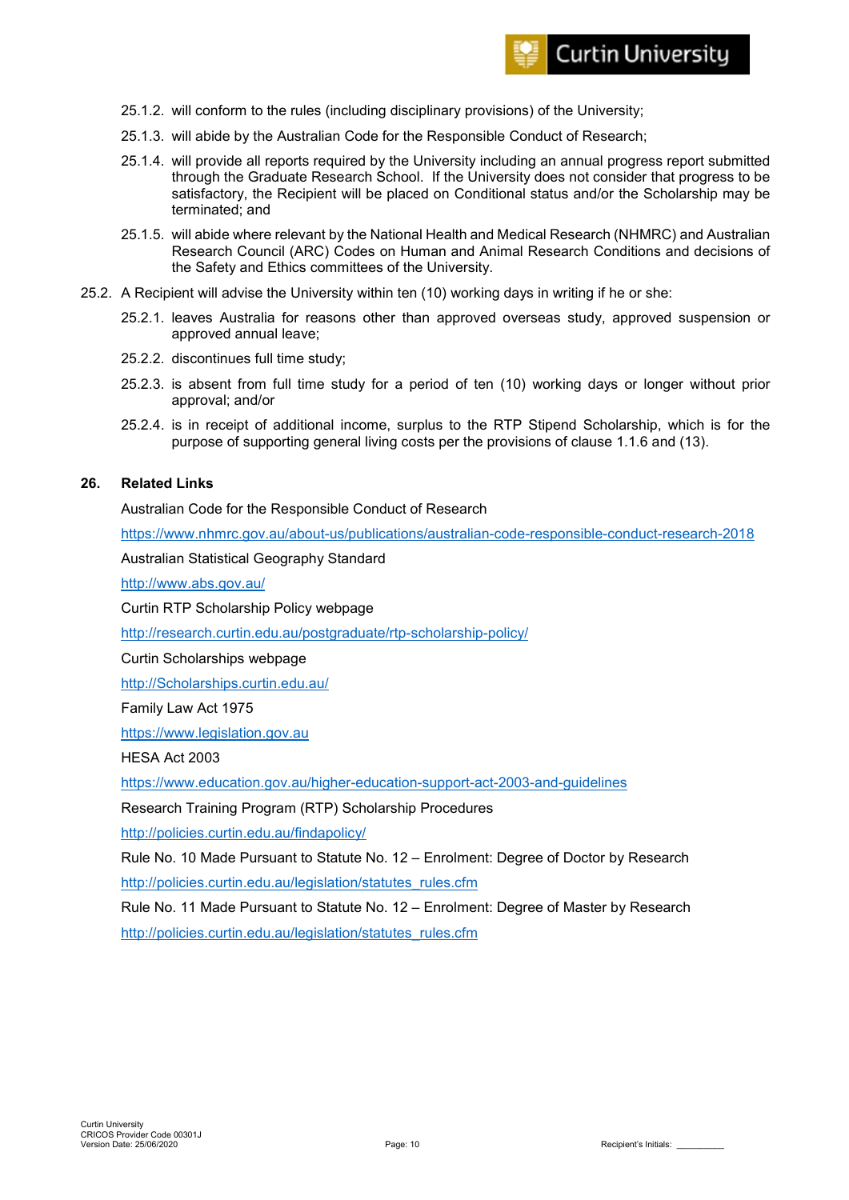25.1.2. will conform to the rules (including disciplinary provisions) of the University;

25.1.3. will abide by the Australian Code for the Responsible Conduct of Research;

25.1.4. will provide all reports required by the University including an annual progress report submitted through the Graduate Research School. If the University does not consider that progress to be satisfactory, the Recipient will be placed on Conditional status and/or the Scholarship may be terminated; and

25.1.5. will abide where relevant by the National Health and Medical Research (NHMRC) and Australian Research Council (ARC) Codes on Human and Animal Research Conditions and decisions of the Safety and Ethics committees of the University.

25.2. A Recipient will advise the University within ten (10) working days in writing if he or she:

25.2.1. leaves Australia for reasons other than approved overseas study, approved suspension or approved annual leave;

25.2.2. discontinues full time study;

25.2.3. is absent from full time study for a period of ten (10) working days or longer without prior approval; and/or

25.2.4. is in receipt of additional income, surplus to the RTP Stipend Scholarship, which is for the purpose of supporting general living costs per the provisions of clause 1.1.6 and (13).

## 26. Related Links

Australian Code for the Responsible Conduct of Research

https://www.nhmrc.gov.au/about-us/publications/australian-code-responsible-conduct-research-2018

Australian Statistical Geography Standard

http://www.abs.gov.au/

Curtin RTP Scholarship Policy webpage

http://research.curtin.edu.au/postgraduate/rtp-scholarship-policy/

Curtin Scholarships webpage

http://Scholarships.curtin.edu.au/

Family Law Act 1975

https://www.legislation.gov.au

HESA Act 2003

https://www.education.gov.au/higher-education-support-act-2003-and-guidelines

Research Training Program (RTP) Scholarship Procedures

http://policies.curtin.edu.au/findapolicy/

Rule No. 10 Made Pursuant to Statute No. 12 – Enrolment: Degree of Doctor by Research

http://policies.curtin.edu.au/legislation/statutes_rules.cfm

Rule No. 11 Made Pursuant to Statute No. 12 – Enrolment: Degree of Master by Research

http://policies.curtin.edu.au/legislation/statutes_rules.cfm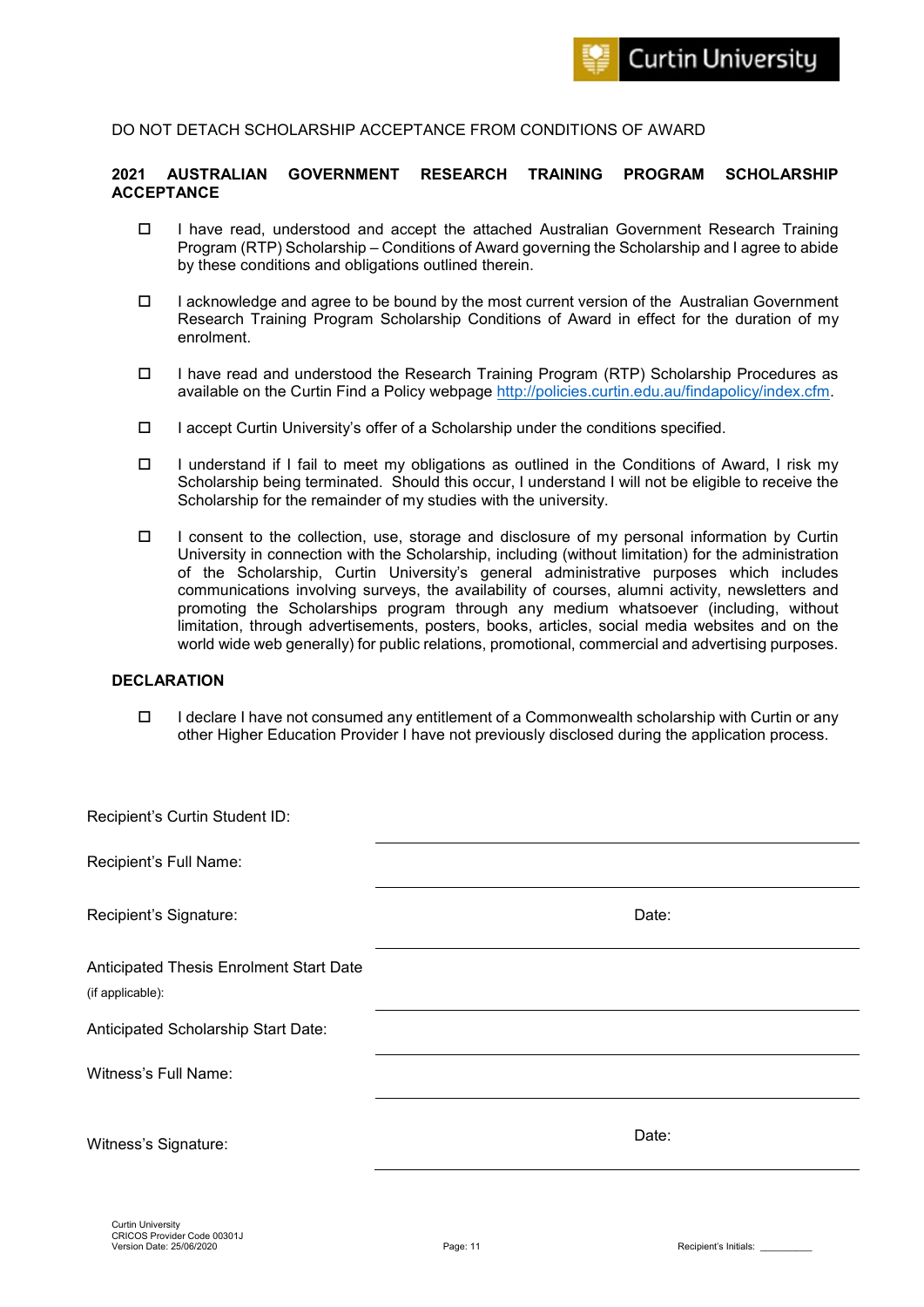DO NOT DETACH SCHOLARSHIP ACCEPTANCE FROM CONDITIONS OF AWARD

**2021 AUSTRALIAN GOVERNMENT RESEARCH TRAINING PROGRAM SCHOLARSHIP ACCEPTANCE**

- ☐ I have read, understood and accept the attached Australian Government Research Training Program (RTP) Scholarship – Conditions of Award governing the Scholarship and I agree to abide by these conditions and obligations outlined therein.
- ☐ I acknowledge and agree to be bound by the most current version of the Australian Government Research Training Program Scholarship Conditions of Award in effect for the duration of my enrolment.
- ☐ I have read and understood the Research Training Program (RTP) Scholarship Procedures as available on the Curtin Find a Policy webpage http://policies.curtin.edu.au/findapolicy/index.cfm.
- ☐ I accept Curtin University's offer of a Scholarship under the conditions specified.
- ☐ I understand if I fail to meet my obligations as outlined in the Conditions of Award, I risk my Scholarship being terminated. Should this occur, I understand I will not be eligible to receive the Scholarship for the remainder of my studies with the university.
- ☐ I consent to the collection, use, storage and disclosure of my personal information by Curtin University in connection with the Scholarship, including (without limitation) for the administration of the Scholarship, Curtin University's general administrative purposes which includes communications involving surveys, the availability of courses, alumni activity, newsletters and promoting the Scholarships program through any medium whatsoever (including, without limitation, through advertisements, posters, books, articles, social media websites and on the world wide web generally) for public relations, promotional, commercial and advertising purposes.

**DECLARATION**

- ☐ I declare I have not consumed any entitlement of a Commonwealth scholarship with Curtin or any other Higher Education Provider I have not previously disclosed during the application process.

Recipient's Curtin Student ID: ______________________________

Recipient's Full Name: ______________________________

Recipient's Signature: ______________________________ Date:

Anticipated Thesis Enrolment Start Date (if applicable): ______________________________

Anticipated Scholarship Start Date: ______________________________

Witness's Full Name: ______________________________

Witness's Signature: ______________________________ Date:

Curtin University
CRICOS Provider Code 00301J
Version Date: 25/06/2020

Recipient's Initials: _________